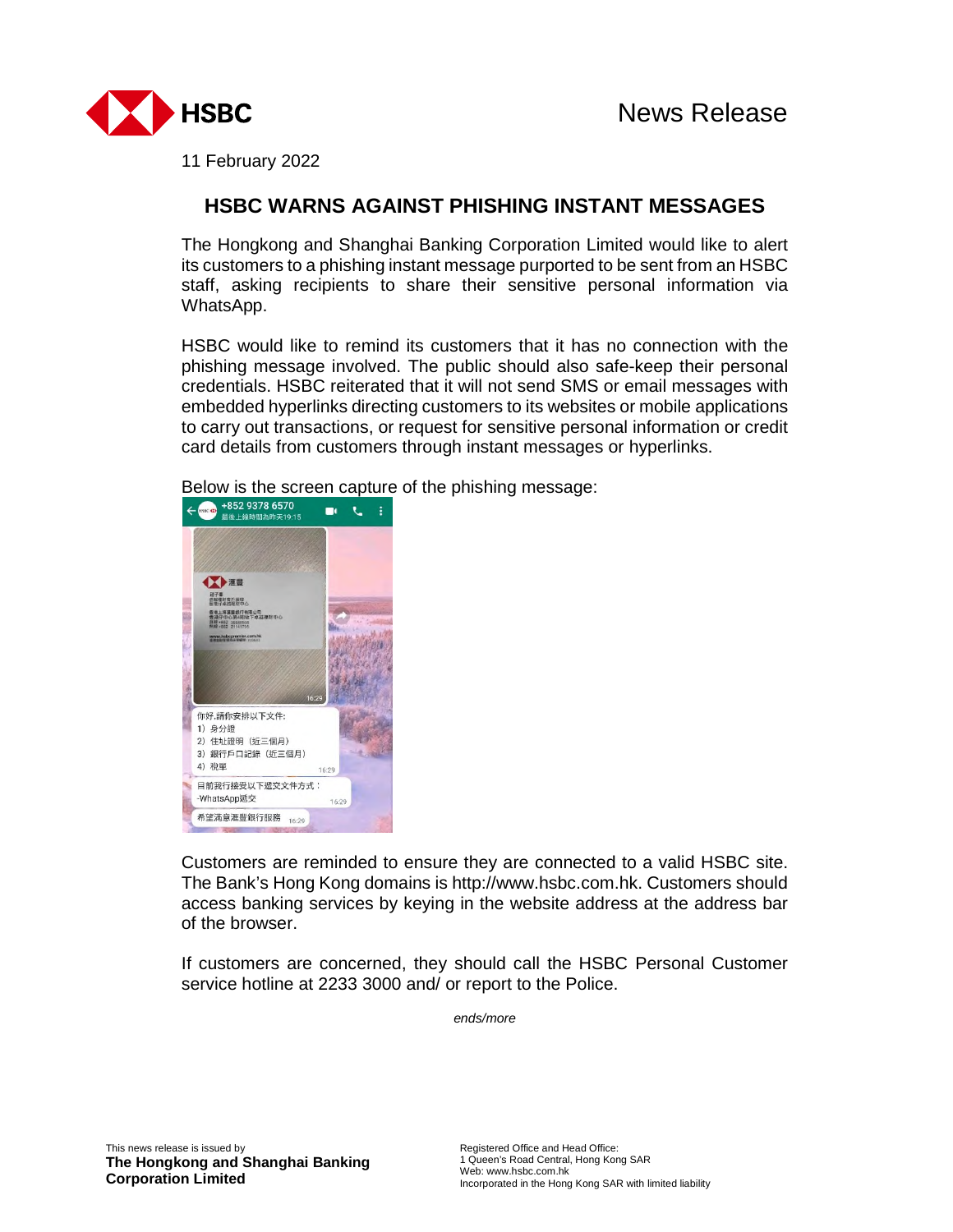News Release

11 February 2022

# HSBC WARNS AGAINST PHISHING INSTANT MESSAGES

The Hongkong and Shanghai Banking Corporation Limited would like to alert its customers to a phishing instant message purported to be sent from an HSBC staff, asking recipients to share their sensitive personal information via WhatsApp.

HSBC would like to remind its customers that it has no connection with the phishing message involved. The public should also safe-keep their personal credentials. HSBC reiterated that it will not send SMS or email messages with embedded hyperlinks directing customers to its websites or mobile applications to carry out transactions, or request for sensitive personal information or credit card details from customers through instant messages or hyperlinks.

Below is the screen capture of the phishing message:

Customers are reminded to ensure they are connected to a valid HSBC site. The Bank's Hong Kong domains is http://www.hsbc.com.hk. Customers should access banking services by keying in the website address at the address bar of the browser.

If customers are concerned, they should call the HSBC Personal Customer service hotline at 2233 3000 and/ or report to the Police.

*ends/more*

This news release is issued by
**The Hongkong and Shanghai Banking Corporation Limited**

Registered Office and Head Office:
1 Queen's Road Central, Hong Kong SAR
Web: www.hsbc.com.hk
Incorporated in the Hong Kong SAR with limited liability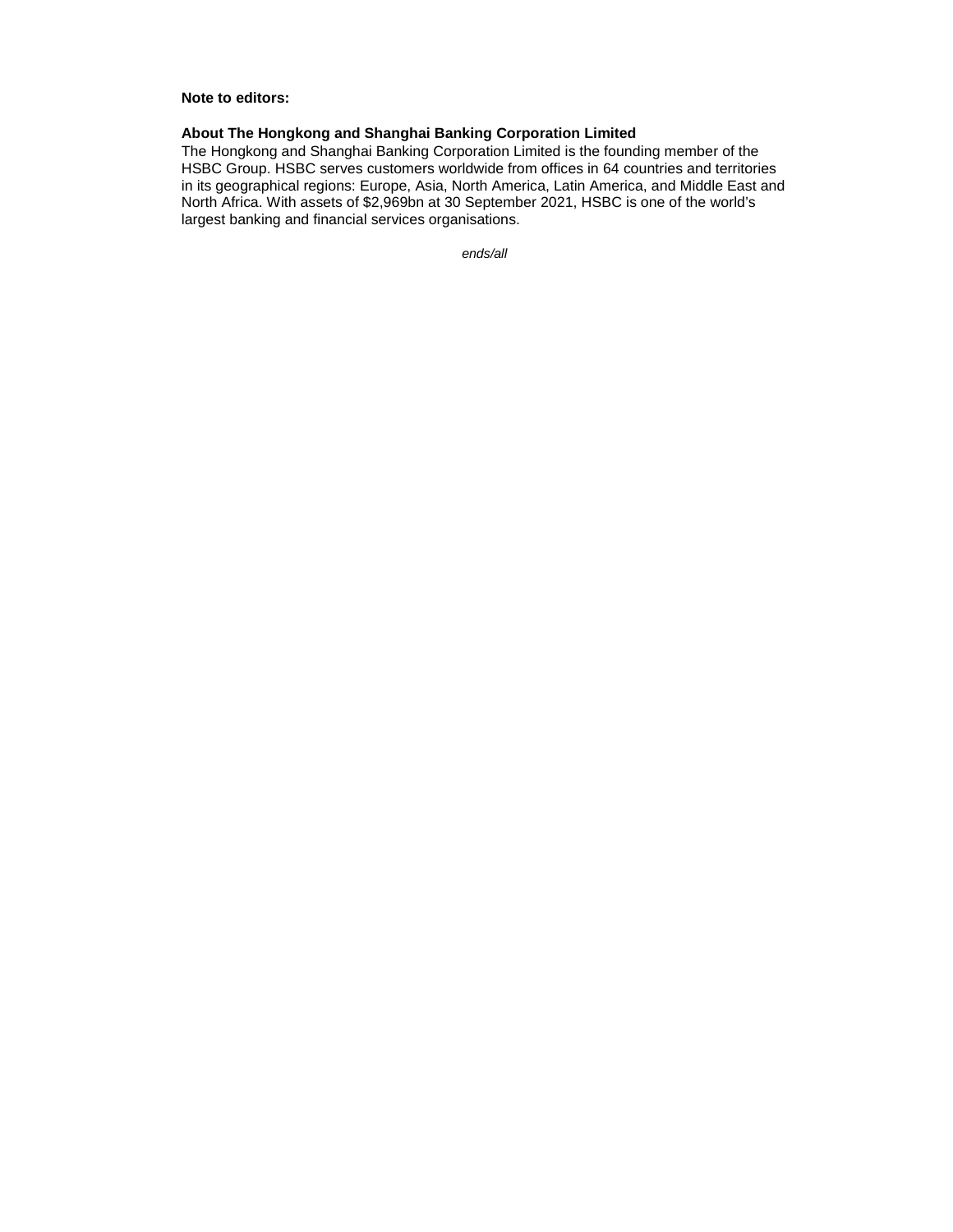**Note to editors:**

**About The Hongkong and Shanghai Banking Corporation Limited**

The Hongkong and Shanghai Banking Corporation Limited is the founding member of the HSBC Group. HSBC serves customers worldwide from offices in 64 countries and territories in its geographical regions: Europe, Asia, North America, Latin America, and Middle East and North Africa. With assets of $2,969bn at 30 September 2021, HSBC is one of the world's largest banking and financial services organisations.

*ends/all*